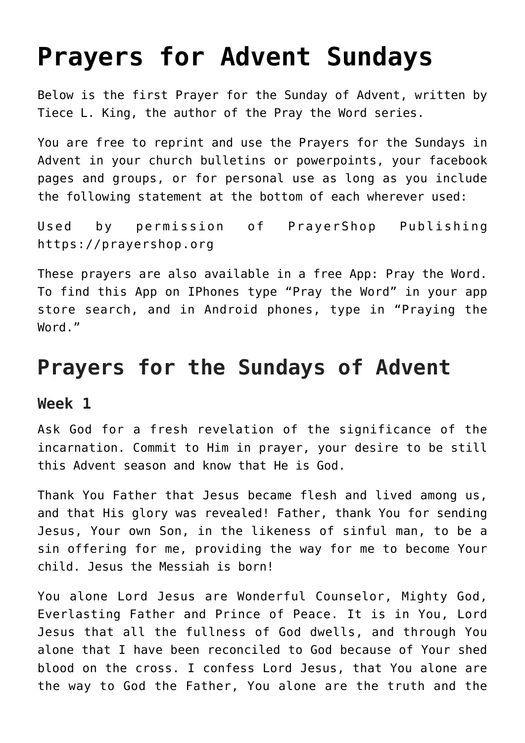# Prayers for Advent Sundays

Below is the first Prayer for the Sunday of Advent, written by Tiece L. King, the author of the Pray the Word series.

You are free to reprint and use the Prayers for the Sundays in Advent in your church bulletins or powerpoints, your facebook pages and groups, or for personal use as long as you include the following statement at the bottom of each wherever used:

Used by permission of PrayerShop Publishing https://prayershop.org

These prayers are also available in a free App: Pray the Word. To find this App on IPhones type "Pray the Word" in your app store search, and in Android phones, type in "Praying the Word."

## Prayers for the Sundays of Advent

### Week 1

Ask God for a fresh revelation of the significance of the incarnation. Commit to Him in prayer, your desire to be still this Advent season and know that He is God.

Thank You Father that Jesus became flesh and lived among us, and that His glory was revealed! Father, thank You for sending Jesus, Your own Son, in the likeness of sinful man, to be a sin offering for me, providing the way for me to become Your child. Jesus the Messiah is born!

You alone Lord Jesus are Wonderful Counselor, Mighty God, Everlasting Father and Prince of Peace. It is in You, Lord Jesus that all the fullness of God dwells, and through You alone that I have been reconciled to God because of Your shed blood on the cross. I confess Lord Jesus, that You alone are the way to God the Father, You alone are the truth and the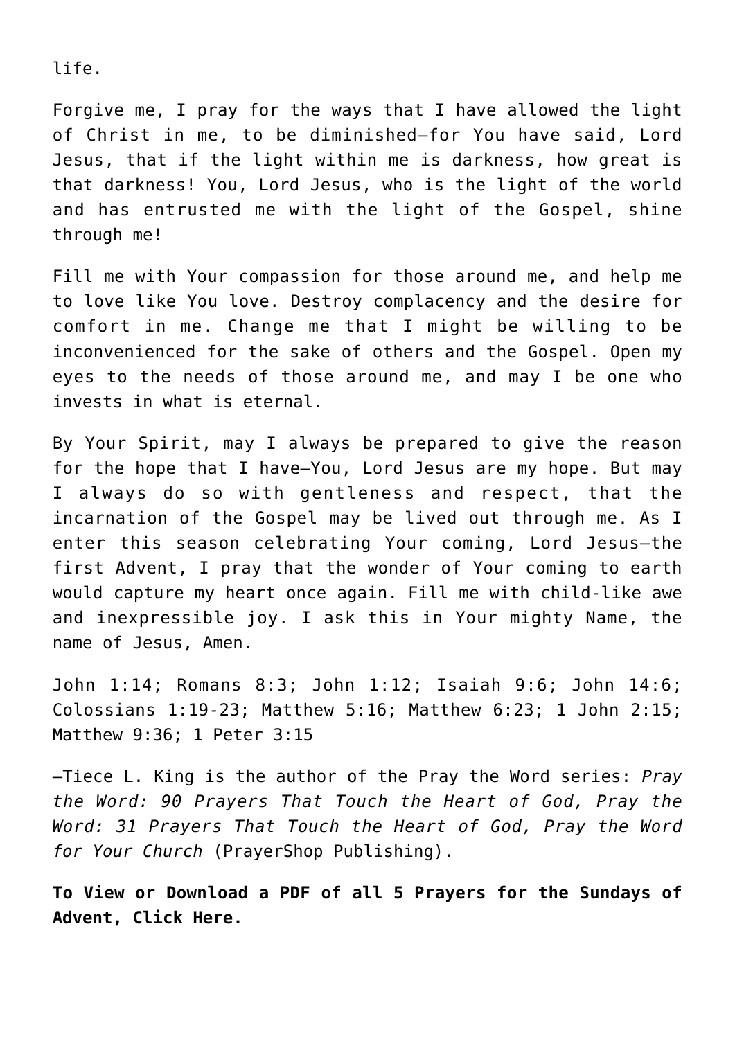life.

Forgive me, I pray for the ways that I have allowed the light of Christ in me, to be diminished—for You have said, Lord Jesus, that if the light within me is darkness, how great is that darkness! You, Lord Jesus, who is the light of the world and has entrusted me with the light of the Gospel, shine through me!

Fill me with Your compassion for those around me, and help me to love like You love. Destroy complacency and the desire for comfort in me. Change me that I might be willing to be inconvenienced for the sake of others and the Gospel. Open my eyes to the needs of those around me, and may I be one who invests in what is eternal.

By Your Spirit, may I always be prepared to give the reason for the hope that I have—You, Lord Jesus are my hope. But may I always do so with gentleness and respect, that the incarnation of the Gospel may be lived out through me. As I enter this season celebrating Your coming, Lord Jesus—the first Advent, I pray that the wonder of Your coming to earth would capture my heart once again. Fill me with child-like awe and inexpressible joy. I ask this in Your mighty Name, the name of Jesus, Amen.

John 1:14; Romans 8:3; John 1:12; Isaiah 9:6; John 14:6; Colossians 1:19-23; Matthew 5:16; Matthew 6:23; 1 John 2:15; Matthew 9:36; 1 Peter 3:15

—Tiece L. King is the author of the Pray the Word series: *Pray the Word: 90 Prayers That Touch the Heart of God, Pray the Word: 31 Prayers That Touch the Heart of God, Pray the Word for Your Church* (PrayerShop Publishing).

**To View or Download a PDF of all 5 Prayers for the Sundays of Advent, Click Here.**